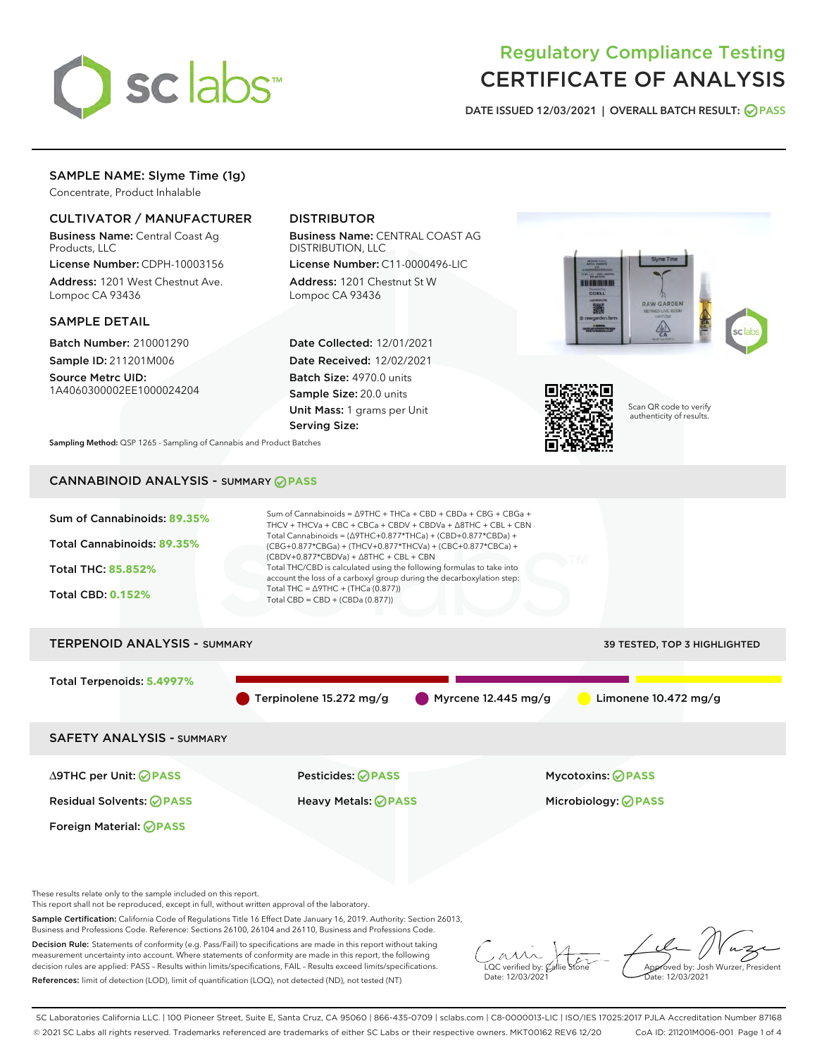# Regulatory Compliance Testing
# CERTIFICATE OF ANALYSIS

DATE ISSUED 12/03/2021 | OVERALL BATCH RESULT: PASS

## SAMPLE NAME: Slyme Time (1g)

Concentrate, Product Inhalable

### CULTIVATOR / MANUFACTURER

**Business Name:** Central Coast Ag Products, LLC
**License Number:** CDPH-10003156
**Address:** 1201 West Chestnut Ave. Lompoc CA 93436

### DISTRIBUTOR

**Business Name:** CENTRAL COAST AG DISTRIBUTION, LLC
**License Number:** C11-0000496-LIC
**Address:** 1201 Chestnut St W Lompoc CA 93436

### SAMPLE DETAIL

**Batch Number:** 210001290
**Sample ID:** 211201M006
**Source Metrc UID:** 1A4060300002EE1000024204

**Date Collected:** 12/01/2021
**Date Received:** 12/02/2021
**Batch Size:** 4970.0 units
**Sample Size:** 20.0 units
**Unit Mass:** 1 grams per Unit
**Serving Size:**

Scan QR code to verify authenticity of results.

**Sampling Method:** QSP 1265 - Sampling of Cannabis and Product Batches

## CANNABINOID ANALYSIS - SUMMARY PASS

Sum of Cannabinoids: **89.35%**

Total Cannabinoids: **89.35%**

Total THC: **85.852%**

Total CBD: **0.152%**

Sum of Cannabinoids = Δ9THC + THCa + CBD + CBDa + CBG + CBGa + THCV + THCVa + CBC + CBCa + CBDV + CBDVa + Δ8THC + CBL + CBN
Total Cannabinoids = (Δ9THC+0.877*THCa) + (CBD+0.877*CBDa) + (CBG+0.877*CBGa) + (THCV+0.877*THCVa) + (CBC+0.877*CBCa) + (CBDV+0.877*CBDVa) + Δ8THC + CBL + CBN
Total THC/CBD is calculated using the following formulas to take into account the loss of a carboxyl group during the decarboxylation step:
Total THC = Δ9THC + (THCa (0.877))
Total CBD = CBD + (CBDa (0.877))

## TERPENOID ANALYSIS - SUMMARY

39 TESTED, TOP 3 HIGHLIGHTED

Total Terpenoids: **5.4997%**

Terpinolene 15.272 mg/g | Myrcene 12.445 mg/g | Limonene 10.472 mg/g

## SAFETY ANALYSIS - SUMMARY

Δ9THC per Unit: PASS
Pesticides: PASS
Mycotoxins: PASS
Residual Solvents: PASS
Heavy Metals: PASS
Microbiology: PASS
Foreign Material: PASS

These results relate only to the sample included on this report.
This report shall not be reproduced, except in full, without written approval of the laboratory.

**Sample Certification:** California Code of Regulations Title 16 Effect Date January 16, 2019. Authority: Section 26013, Business and Professions Code. Reference: Sections 26100, 26104 and 26110, Business and Professions Code.

**Decision Rule:** Statements of conformity (e.g. Pass/Fail) to specifications are made in this report without taking measurement uncertainty into account. Where statements of conformity are made in this report, the following decision rules are applied: PASS – Results within limits/specifications, FAIL – Results exceed limits/specifications.

**References:** limit of detection (LOD), limit of quantification (LOQ), not detected (ND), not tested (NT)

LQC verified by: Callie Stone
Date: 12/03/2021

Approved by: Josh Wurzer, President
Date: 12/03/2021

SC Laboratories California LLC. | 100 Pioneer Street, Suite E, Santa Cruz, CA 95060 | 866-435-0709 | sclabs.com | C8-0000013-LIC | ISO/IES 17025:2017 PJLA Accreditation Number 87168
© 2021 SC Labs all rights reserved. Trademarks referenced are trademarks of either SC Labs or their respective owners. MKT00162 REV6 12/20 CoA ID: 211201M006-001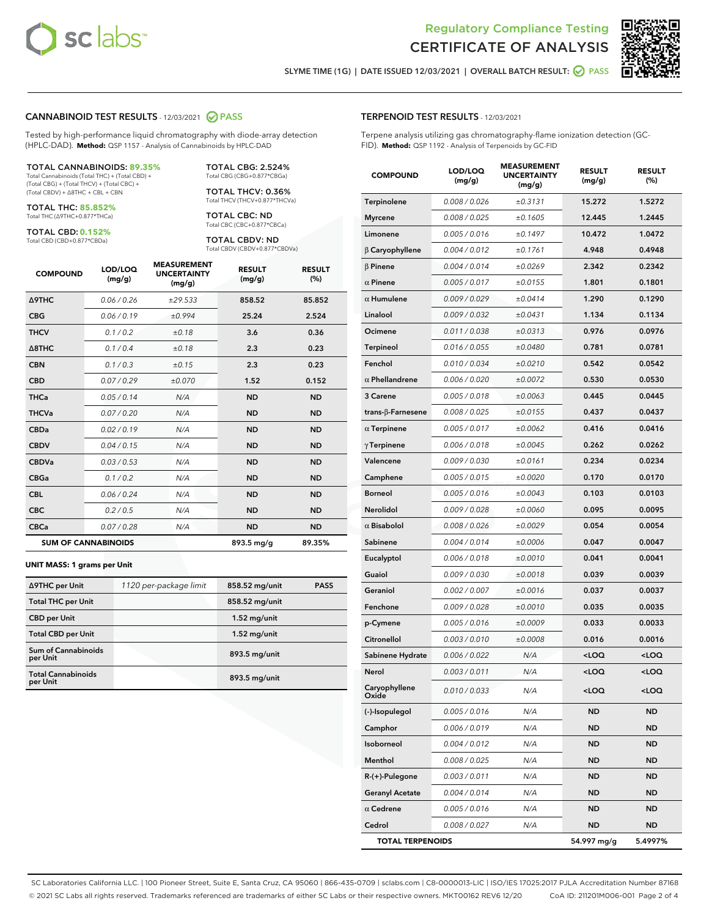Regulatory Compliance Testing
# CERTIFICATE OF ANALYSIS

SLYME TIME (1G) | DATE ISSUED 12/03/2021 | OVERALL BATCH RESULT: PASS

## CANNABINOID TEST RESULTS - 12/03/2021 PASS

Tested by high-performance liquid chromatography with diode-array detection (HPLC-DAD). **Method:** QSP 1157 - Analysis of Cannabinoids by HPLC-DAD

**TOTAL CANNABINOIDS: 89.35%**
Total Cannabinoids (Total THC) + (Total CBD) + (Total CBG) + (Total THCV) + (Total CBC) + (Total CBDV) + Δ8THC + CBL + CBN

**TOTAL THC: 85.852%**
Total THC (Δ9THC+0.877*THCa)

**TOTAL CBD: 0.152%**
Total CBD (CBD+0.877*CBDa)

**TOTAL CBG: 2.524%**
Total CBG (CBG+0.877*CBGa)

**TOTAL THCV: 0.36%**
Total THCV (THCV+0.877*THCVa)

**TOTAL CBC: ND**
Total CBC (CBC+0.877*CBCa)

**TOTAL CBDV: ND**
Total CBDV (CBDV+0.877*CBDVa)

| COMPOUND | LOD/LOQ (mg/g) | MEASUREMENT UNCERTAINTY (mg/g) | RESULT (mg/g) | RESULT (%) |
|---|---|---|---|---|
| Δ9THC | 0.06 / 0.26 | ±29.533 | 858.52 | 85.852 |
| CBG | 0.06 / 0.19 | ±0.994 | 25.24 | 2.524 |
| THCV | 0.1 / 0.2 | ±0.18 | 3.6 | 0.36 |
| Δ8THC | 0.1 / 0.4 | ±0.18 | 2.3 | 0.23 |
| CBN | 0.1 / 0.3 | ±0.15 | 2.3 | 0.23 |
| CBD | 0.07 / 0.29 | ±0.070 | 1.52 | 0.152 |
| THCa | 0.05 / 0.14 | N/A | ND | ND |
| THCVa | 0.07 / 0.20 | N/A | ND | ND |
| CBDa | 0.02 / 0.19 | N/A | ND | ND |
| CBDV | 0.04 / 0.15 | N/A | ND | ND |
| CBDVa | 0.03 / 0.53 | N/A | ND | ND |
| CBGa | 0.1 / 0.2 | N/A | ND | ND |
| CBL | 0.06 / 0.24 | N/A | ND | ND |
| CBC | 0.2 / 0.5 | N/A | ND | ND |
| CBCa | 0.07 / 0.28 | N/A | ND | ND |
| **SUM OF CANNABINOIDS** | | | 893.5 mg/g | 89.35% |

**UNIT MASS: 1 grams per Unit**

| | | | |
|---|---|---|---|
| Δ9THC per Unit | 1120 per-package limit | 858.52 mg/unit | PASS |
| Total THC per Unit | | 858.52 mg/unit | |
| CBD per Unit | | 1.52 mg/unit | |
| Total CBD per Unit | | 1.52 mg/unit | |
| Sum of Cannabinoids per Unit | | 893.5 mg/unit | |
| Total Cannabinoids per Unit | | 893.5 mg/unit | |

## TERPENOID TEST RESULTS - 12/03/2021

Terpene analysis utilizing gas chromatography-flame ionization detection (GC-FID). **Method:** QSP 1192 - Analysis of Terpenoids by GC-FID

| COMPOUND | LOD/LOQ (mg/g) | MEASUREMENT UNCERTAINTY (mg/g) | RESULT (mg/g) | RESULT (%) |
|---|---|---|---|---|
| Terpinolene | 0.008 / 0.026 | ±0.3131 | 15.272 | 1.5272 |
| Myrcene | 0.008 / 0.025 | ±0.1605 | 12.445 | 1.2445 |
| Limonene | 0.005 / 0.016 | ±0.1497 | 10.472 | 1.0472 |
| β Caryophyllene | 0.004 / 0.012 | ±0.1761 | 4.948 | 0.4948 |
| β Pinene | 0.004 / 0.014 | ±0.0269 | 2.342 | 0.2342 |
| α Pinene | 0.005 / 0.017 | ±0.0155 | 1.801 | 0.1801 |
| α Humulene | 0.009 / 0.029 | ±0.0414 | 1.290 | 0.1290 |
| Linalool | 0.009 / 0.032 | ±0.0431 | 1.134 | 0.1134 |
| Ocimene | 0.011 / 0.038 | ±0.0313 | 0.976 | 0.0976 |
| Terpineol | 0.016 / 0.055 | ±0.0480 | 0.781 | 0.0781 |
| Fenchol | 0.010 / 0.034 | ±0.0210 | 0.542 | 0.0542 |
| α Phellandrene | 0.006 / 0.020 | ±0.0072 | 0.530 | 0.0530 |
| 3 Carene | 0.005 / 0.018 | ±0.0063 | 0.445 | 0.0445 |
| trans-β-Farnesene | 0.008 / 0.025 | ±0.0155 | 0.437 | 0.0437 |
| α Terpinene | 0.005 / 0.017 | ±0.0062 | 0.416 | 0.0416 |
| γ Terpinene | 0.006 / 0.018 | ±0.0045 | 0.262 | 0.0262 |
| Valencene | 0.009 / 0.030 | ±0.0161 | 0.234 | 0.0234 |
| Camphene | 0.005 / 0.015 | ±0.0020 | 0.170 | 0.0170 |
| Borneol | 0.005 / 0.016 | ±0.0043 | 0.103 | 0.0103 |
| Nerolidol | 0.009 / 0.028 | ±0.0060 | 0.095 | 0.0095 |
| α Bisabolol | 0.008 / 0.026 | ±0.0029 | 0.054 | 0.0054 |
| Sabinene | 0.004 / 0.014 | ±0.0006 | 0.047 | 0.0047 |
| Eucalyptol | 0.006 / 0.018 | ±0.0010 | 0.041 | 0.0041 |
| Guaiol | 0.009 / 0.030 | ±0.0018 | 0.039 | 0.0039 |
| Geraniol | 0.002 / 0.007 | ±0.0016 | 0.037 | 0.0037 |
| Fenchone | 0.009 / 0.028 | ±0.0010 | 0.035 | 0.0035 |
| p-Cymene | 0.005 / 0.016 | ±0.0009 | 0.033 | 0.0033 |
| Citronellol | 0.003 / 0.010 | ±0.0008 | 0.016 | 0.0016 |
| Sabinene Hydrate | 0.006 / 0.022 | N/A | <LOQ | <LOQ |
| Nerol | 0.003 / 0.011 | N/A | <LOQ | <LOQ |
| Caryophyllene Oxide | 0.010 / 0.033 | N/A | <LOQ | <LOQ |
| (-)-Isopulegol | 0.005 / 0.016 | N/A | ND | ND |
| Camphor | 0.006 / 0.019 | N/A | ND | ND |
| Isoborneol | 0.004 / 0.012 | N/A | ND | ND |
| Menthol | 0.008 / 0.025 | N/A | ND | ND |
| R-(+)-Pulegone | 0.003 / 0.011 | N/A | ND | ND |
| Geranyl Acetate | 0.004 / 0.014 | N/A | ND | ND |
| α Cedrene | 0.005 / 0.016 | N/A | ND | ND |
| Cedrol | 0.008 / 0.027 | N/A | ND | ND |
| **TOTAL TERPENOIDS** | | | 54.997 mg/g | 5.4997% |

SC Laboratories California LLC. | 100 Pioneer Street, Suite E, Santa Cruz, CA 95060 | 866-435-0709 | sclabs.com | C8-0000013-LIC | ISO/IES 17025:2017 PJLA Accreditation Number 87168
© 2021 SC Labs all rights reserved. Trademarks referenced are trademarks of either SC Labs or their respective owners. MKT00162 REV6 12/20 CoA ID: 211201M006-001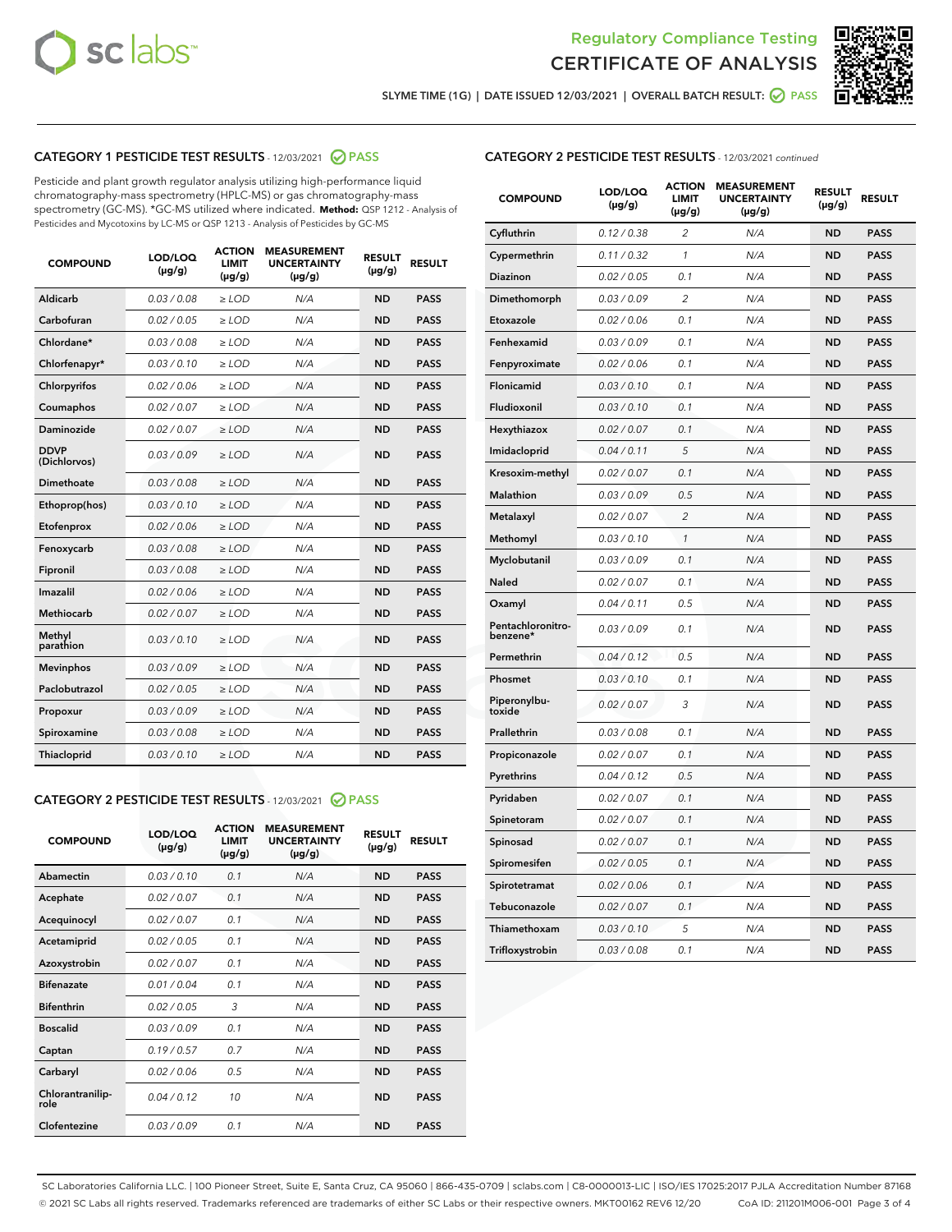# Regulatory Compliance Testing
# CERTIFICATE OF ANALYSIS

SLYME TIME (1G) | DATE ISSUED 12/03/2021 | OVERALL BATCH RESULT: PASS

## CATEGORY 1 PESTICIDE TEST RESULTS - 12/03/2021 PASS

Pesticide and plant growth regulator analysis utilizing high-performance liquid chromatography-mass spectrometry (HPLC-MS) or gas chromatography-mass spectrometry (GC-MS). *GC-MS utilized where indicated. **Method:** QSP 1212 - Analysis of Pesticides and Mycotoxins by LC-MS or QSP 1213 - Analysis of Pesticides by GC-MS

| COMPOUND | LOD/LOQ (µg/g) | ACTION LIMIT (µg/g) | MEASUREMENT UNCERTAINTY (µg/g) | RESULT (µg/g) | RESULT |
|---|---|---|---|---|---|
| Aldicarb | 0.03 / 0.08 | ≥ LOD | N/A | ND | PASS |
| Carbofuran | 0.02 / 0.05 | ≥ LOD | N/A | ND | PASS |
| Chlordane* | 0.03 / 0.08 | ≥ LOD | N/A | ND | PASS |
| Chlorfenapyr* | 0.03 / 0.10 | ≥ LOD | N/A | ND | PASS |
| Chlorpyrifos | 0.02 / 0.06 | ≥ LOD | N/A | ND | PASS |
| Coumaphos | 0.02 / 0.07 | ≥ LOD | N/A | ND | PASS |
| Daminozide | 0.02 / 0.07 | ≥ LOD | N/A | ND | PASS |
| DDVP (Dichlorvos) | 0.03 / 0.09 | ≥ LOD | N/A | ND | PASS |
| Dimethoate | 0.03 / 0.08 | ≥ LOD | N/A | ND | PASS |
| Ethoprop(hos) | 0.03 / 0.10 | ≥ LOD | N/A | ND | PASS |
| Etofenprox | 0.02 / 0.06 | ≥ LOD | N/A | ND | PASS |
| Fenoxycarb | 0.03 / 0.08 | ≥ LOD | N/A | ND | PASS |
| Fipronil | 0.03 / 0.08 | ≥ LOD | N/A | ND | PASS |
| Imazalil | 0.02 / 0.06 | ≥ LOD | N/A | ND | PASS |
| Methiocarb | 0.02 / 0.07 | ≥ LOD | N/A | ND | PASS |
| Methyl parathion | 0.03 / 0.10 | ≥ LOD | N/A | ND | PASS |
| Mevinphos | 0.03 / 0.09 | ≥ LOD | N/A | ND | PASS |
| Paclobutrazol | 0.02 / 0.05 | ≥ LOD | N/A | ND | PASS |
| Propoxur | 0.03 / 0.09 | ≥ LOD | N/A | ND | PASS |
| Spiroxamine | 0.03 / 0.08 | ≥ LOD | N/A | ND | PASS |
| Thiacloprid | 0.03 / 0.10 | ≥ LOD | N/A | ND | PASS |

## CATEGORY 2 PESTICIDE TEST RESULTS - 12/03/2021 PASS

| COMPOUND | LOD/LOQ (µg/g) | ACTION LIMIT (µg/g) | MEASUREMENT UNCERTAINTY (µg/g) | RESULT (µg/g) | RESULT |
|---|---|---|---|---|---|
| Abamectin | 0.03 / 0.10 | 0.1 | N/A | ND | PASS |
| Acephate | 0.02 / 0.07 | 0.1 | N/A | ND | PASS |
| Acequinocyl | 0.02 / 0.07 | 0.1 | N/A | ND | PASS |
| Acetamiprid | 0.02 / 0.05 | 0.1 | N/A | ND | PASS |
| Azoxystrobin | 0.02 / 0.07 | 0.1 | N/A | ND | PASS |
| Bifenazate | 0.01 / 0.04 | 0.1 | N/A | ND | PASS |
| Bifenthrin | 0.02 / 0.05 | 3 | N/A | ND | PASS |
| Boscalid | 0.03 / 0.09 | 0.1 | N/A | ND | PASS |
| Captan | 0.19 / 0.57 | 0.7 | N/A | ND | PASS |
| Carbaryl | 0.02 / 0.06 | 0.5 | N/A | ND | PASS |
| Chlorantraniliprole | 0.04 / 0.12 | 10 | N/A | ND | PASS |
| Clofentezine | 0.03 / 0.09 | 0.1 | N/A | ND | PASS |
| Cyfluthrin | 0.12 / 0.38 | 2 | N/A | ND | PASS |
| Cypermethrin | 0.11 / 0.32 | 1 | N/A | ND | PASS |
| Diazinon | 0.02 / 0.05 | 0.1 | N/A | ND | PASS |
| Dimethomorph | 0.03 / 0.09 | 2 | N/A | ND | PASS |
| Etoxazole | 0.02 / 0.06 | 0.1 | N/A | ND | PASS |
| Fenhexamid | 0.03 / 0.09 | 0.1 | N/A | ND | PASS |
| Fenpyroximate | 0.02 / 0.06 | 0.1 | N/A | ND | PASS |
| Flonicamid | 0.03 / 0.10 | 0.1 | N/A | ND | PASS |
| Fludioxonil | 0.03 / 0.10 | 0.1 | N/A | ND | PASS |
| Hexythiazox | 0.02 / 0.07 | 0.1 | N/A | ND | PASS |
| Imidacloprid | 0.04 / 0.11 | 5 | N/A | ND | PASS |
| Kresoxim-methyl | 0.02 / 0.07 | 0.1 | N/A | ND | PASS |
| Malathion | 0.03 / 0.09 | 0.5 | N/A | ND | PASS |
| Metalaxyl | 0.02 / 0.07 | 2 | N/A | ND | PASS |
| Methomyl | 0.03 / 0.10 | 1 | N/A | ND | PASS |
| Myclobutanil | 0.03 / 0.09 | 0.1 | N/A | ND | PASS |
| Naled | 0.02 / 0.07 | 0.1 | N/A | ND | PASS |
| Oxamyl | 0.04 / 0.11 | 0.5 | N/A | ND | PASS |
| Pentachloronitrobenzene* | 0.03 / 0.09 | 0.1 | N/A | ND | PASS |
| Permethrin | 0.04 / 0.12 | 0.5 | N/A | ND | PASS |
| Phosmet | 0.03 / 0.10 | 0.1 | N/A | ND | PASS |
| Piperonylbutoxide | 0.02 / 0.07 | 3 | N/A | ND | PASS |
| Prallethrin | 0.03 / 0.08 | 0.1 | N/A | ND | PASS |
| Propiconazole | 0.02 / 0.07 | 0.1 | N/A | ND | PASS |
| Pyrethrins | 0.04 / 0.12 | 0.5 | N/A | ND | PASS |
| Pyridaben | 0.02 / 0.07 | 0.1 | N/A | ND | PASS |
| Spinetoram | 0.02 / 0.07 | 0.1 | N/A | ND | PASS |
| Spinosad | 0.02 / 0.07 | 0.1 | N/A | ND | PASS |
| Spiromesifen | 0.02 / 0.05 | 0.1 | N/A | ND | PASS |
| Spirotetramat | 0.02 / 0.06 | 0.1 | N/A | ND | PASS |
| Tebuconazole | 0.02 / 0.07 | 0.1 | N/A | ND | PASS |
| Thiamethoxam | 0.03 / 0.10 | 5 | N/A | ND | PASS |
| Trifloxystrobin | 0.03 / 0.08 | 0.1 | N/A | ND | PASS |

SC Laboratories California LLC. | 100 Pioneer Street, Suite E, Santa Cruz, CA 95060 | 866-435-0709 | sclabs.com | C8-0000013-LIC | ISO/IES 17025:2017 PJLA Accreditation Number 87168
© 2021 SC Labs all rights reserved. Trademarks referenced are trademarks of either SC Labs or their respective owners. MKT00162 REV6 12/20 CoA ID: 211201M006-001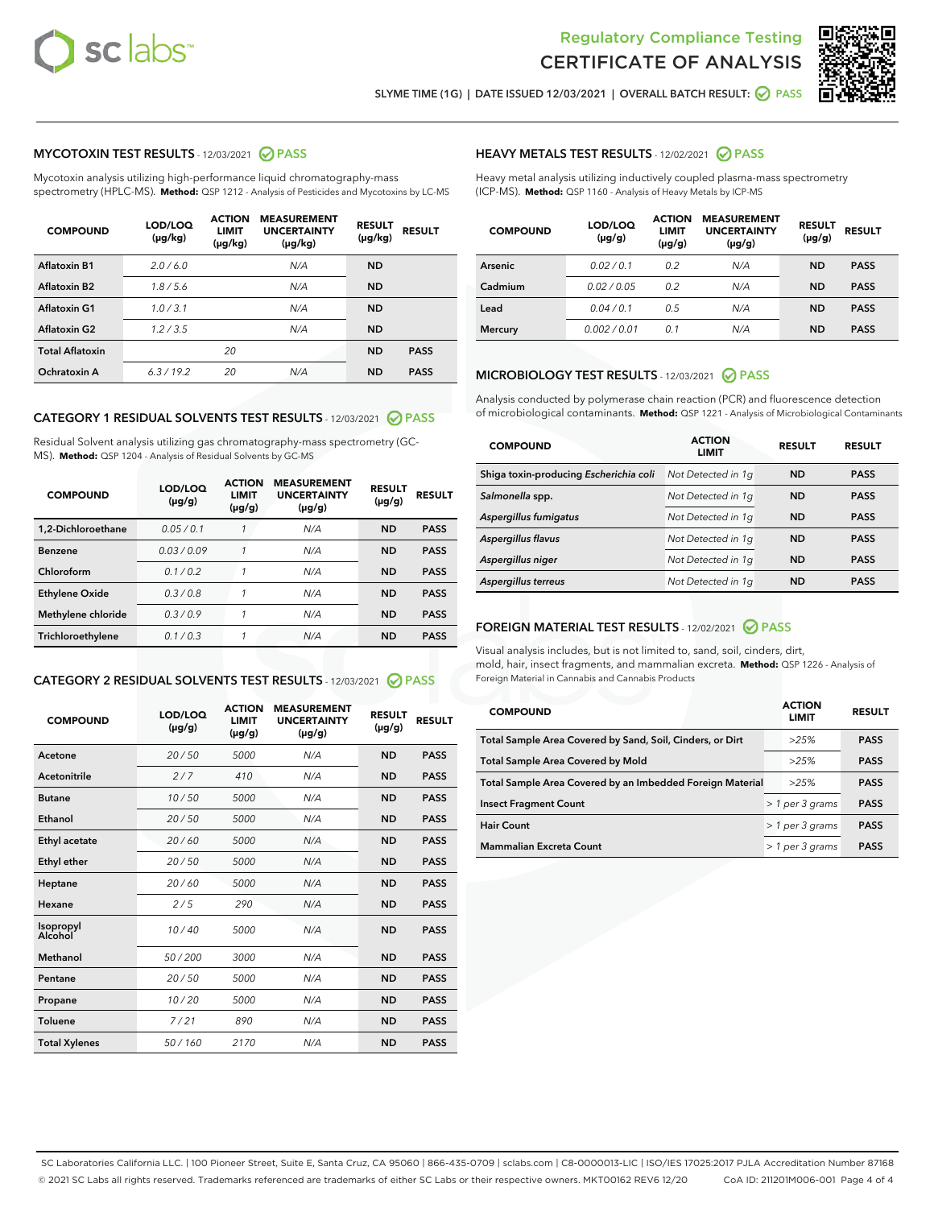Regulatory Compliance Testing
# CERTIFICATE OF ANALYSIS

SLYME TIME (1G) | DATE ISSUED 12/03/2021 | OVERALL BATCH RESULT: PASS

## MYCOTOXIN TEST RESULTS - 12/03/2021 PASS

Mycotoxin analysis utilizing high-performance liquid chromatography-mass spectrometry (HPLC-MS). **Method:** QSP 1212 - Analysis of Pesticides and Mycotoxins by LC-MS

| COMPOUND | LOD/LOQ (µg/kg) | ACTION LIMIT (µg/kg) | MEASUREMENT UNCERTAINTY (µg/kg) | RESULT (µg/kg) | RESULT |
|---|---|---|---|---|---|
| Aflatoxin B1 | 2.0 / 6.0 | | N/A | ND | |
| Aflatoxin B2 | 1.8 / 5.6 | | N/A | ND | |
| Aflatoxin G1 | 1.0 / 3.1 | | N/A | ND | |
| Aflatoxin G2 | 1.2 / 3.5 | | N/A | ND | |
| Total Aflatoxin | | 20 | | ND | PASS |
| Ochratoxin A | 6.3 / 19.2 | 20 | N/A | ND | PASS |

## CATEGORY 1 RESIDUAL SOLVENTS TEST RESULTS - 12/03/2021 PASS

Residual Solvent analysis utilizing gas chromatography-mass spectrometry (GC-MS). **Method:** QSP 1204 - Analysis of Residual Solvents by GC-MS

| COMPOUND | LOD/LOQ (µg/g) | ACTION LIMIT (µg/g) | MEASUREMENT UNCERTAINTY (µg/g) | RESULT (µg/g) | RESULT |
|---|---|---|---|---|---|
| 1,2-Dichloroethane | 0.05 / 0.1 | 1 | N/A | ND | PASS |
| Benzene | 0.03 / 0.09 | 1 | N/A | ND | PASS |
| Chloroform | 0.1 / 0.2 | 1 | N/A | ND | PASS |
| Ethylene Oxide | 0.3 / 0.8 | 1 | N/A | ND | PASS |
| Methylene chloride | 0.3 / 0.9 | 1 | N/A | ND | PASS |
| Trichloroethylene | 0.1 / 0.3 | 1 | N/A | ND | PASS |

## CATEGORY 2 RESIDUAL SOLVENTS TEST RESULTS - 12/03/2021 PASS

| COMPOUND | LOD/LOQ (µg/g) | ACTION LIMIT (µg/g) | MEASUREMENT UNCERTAINTY (µg/g) | RESULT (µg/g) | RESULT |
|---|---|---|---|---|---|
| Acetone | 20 / 50 | 5000 | N/A | ND | PASS |
| Acetonitrile | 2 / 7 | 410 | N/A | ND | PASS |
| Butane | 10 / 50 | 5000 | N/A | ND | PASS |
| Ethanol | 20 / 50 | 5000 | N/A | ND | PASS |
| Ethyl acetate | 20 / 60 | 5000 | N/A | ND | PASS |
| Ethyl ether | 20 / 50 | 5000 | N/A | ND | PASS |
| Heptane | 20 / 60 | 5000 | N/A | ND | PASS |
| Hexane | 2 / 5 | 290 | N/A | ND | PASS |
| Isopropyl Alcohol | 10 / 40 | 5000 | N/A | ND | PASS |
| Methanol | 50 / 200 | 3000 | N/A | ND | PASS |
| Pentane | 20 / 50 | 5000 | N/A | ND | PASS |
| Propane | 10 / 20 | 5000 | N/A | ND | PASS |
| Toluene | 7 / 21 | 890 | N/A | ND | PASS |
| Total Xylenes | 50 / 160 | 2170 | N/A | ND | PASS |

## HEAVY METALS TEST RESULTS - 12/02/2021 PASS

Heavy metal analysis utilizing inductively coupled plasma-mass spectrometry (ICP-MS). **Method:** QSP 1160 - Analysis of Heavy Metals by ICP-MS

| COMPOUND | LOD/LOQ (µg/g) | ACTION LIMIT (µg/g) | MEASUREMENT UNCERTAINTY (µg/g) | RESULT (µg/g) | RESULT |
|---|---|---|---|---|---|
| Arsenic | 0.02 / 0.1 | 0.2 | N/A | ND | PASS |
| Cadmium | 0.02 / 0.05 | 0.2 | N/A | ND | PASS |
| Lead | 0.04 / 0.1 | 0.5 | N/A | ND | PASS |
| Mercury | 0.002 / 0.01 | 0.1 | N/A | ND | PASS |

## MICROBIOLOGY TEST RESULTS - 12/03/2021 PASS

Analysis conducted by polymerase chain reaction (PCR) and fluorescence detection of microbiological contaminants. **Method:** QSP 1221 - Analysis of Microbiological Contaminants

| COMPOUND | ACTION LIMIT | RESULT | RESULT |
|---|---|---|---|
| Shiga toxin-producing *Escherichia coli* | Not Detected in 1g | ND | PASS |
| *Salmonella* spp. | Not Detected in 1g | ND | PASS |
| *Aspergillus fumigatus* | Not Detected in 1g | ND | PASS |
| *Aspergillus flavus* | Not Detected in 1g | ND | PASS |
| *Aspergillus niger* | Not Detected in 1g | ND | PASS |
| *Aspergillus terreus* | Not Detected in 1g | ND | PASS |

## FOREIGN MATERIAL TEST RESULTS - 12/02/2021 PASS

Visual analysis includes, but is not limited to, sand, soil, cinders, dirt, mold, hair, insect fragments, and mammalian excreta. **Method:** QSP 1226 - Analysis of Foreign Material in Cannabis and Cannabis Products

| COMPOUND | ACTION LIMIT | RESULT |
|---|---|---|
| Total Sample Area Covered by Sand, Soil, Cinders, or Dirt | >25% | PASS |
| Total Sample Area Covered by Mold | >25% | PASS |
| Total Sample Area Covered by an Imbedded Foreign Material | >25% | PASS |
| Insect Fragment Count | > 1 per 3 grams | PASS |
| Hair Count | > 1 per 3 grams | PASS |
| Mammalian Excreta Count | > 1 per 3 grams | PASS |

SC Laboratories California LLC. | 100 Pioneer Street, Suite E, Santa Cruz, CA 95060 | 866-435-0709 | sclabs.com | C8-0000013-LIC | ISO/IES 17025:2017 PJLA Accreditation Number 87168
© 2021 SC Labs all rights reserved. Trademarks referenced are trademarks of either SC Labs or their respective owners. MKT00162 REV6 12/20 CoA ID: 211201M006-001